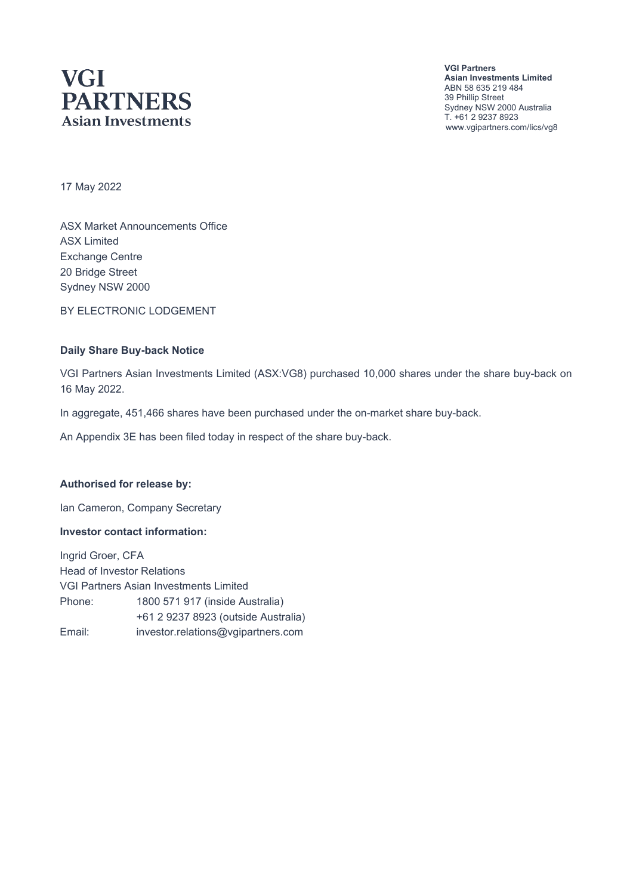**VGI PARTNERS**
**Asian Investments**

**VGI Partners**
**Asian Investments Limited**
ABN 58 635 219 484
39 Phillip Street
Sydney NSW 2000 Australia
T. +61 2 9237 8923
www.vgipartners.com/lics/vg8

17 May 2022

ASX Market Announcements Office
ASX Limited
Exchange Centre
20 Bridge Street
Sydney NSW 2000

BY ELECTRONIC LODGEMENT

**Daily Share Buy-back Notice**

VGI Partners Asian Investments Limited (ASX:VG8) purchased 10,000 shares under the share buy-back on 16 May 2022.

In aggregate, 451,466 shares have been purchased under the on-market share buy-back.

An Appendix 3E has been filed today in respect of the share buy-back.

**Authorised for release by:**

Ian Cameron, Company Secretary

**Investor contact information:**

Ingrid Groer, CFA
Head of Investor Relations
VGI Partners Asian Investments Limited

| | |
|---|---|
| Phone: | 1800 571 917 (inside Australia) |
| | +61 2 9237 8923 (outside Australia) |
| Email: | investor.relations@vgipartners.com |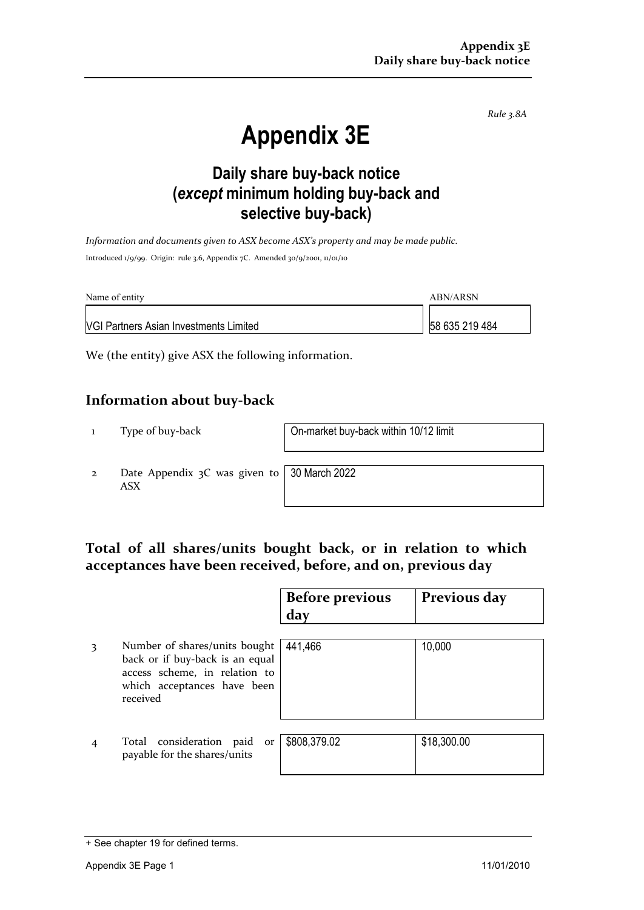*Rule 3.8A*

# Appendix 3E

## Daily share buy-back notice (*except* minimum holding buy-back and selective buy-back)

*Information and documents given to ASX become ASX's property and may be made public.*

Introduced 1/9/99. Origin: rule 3.6, Appendix 7C. Amended 30/9/2001, 11/01/10

| Name of entity | ABN/ARSN |
|---|---|
| VGI Partners Asian Investments Limited | 58 635 219 484 |

We (the entity) give ASX the following information.

## Information about buy-back

| | | |
|---|---|---|
| 1 | Type of buy-back | On-market buy-back within 10/12 limit |
| 2 | Date Appendix 3C was given to ASX | 30 March 2022 |

## Total of all shares/units bought back, or in relation to which acceptances have been received, before, and on, previous day

| | | Before previous day | Previous day |
|---|---|---|---|
| 3 | Number of shares/units bought back or if buy-back is an equal access scheme, in relation to which acceptances have been received | 441,466 | 10,000 |
| 4 | Total consideration paid or payable for the shares/units | $808,379.02 | $18,300.00 |

+ See chapter 19 for defined terms.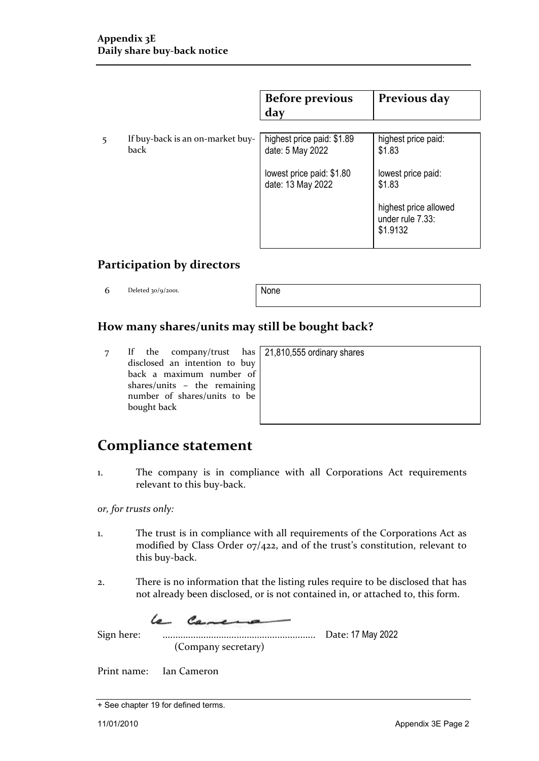**Appendix 3E**
**Daily share buy-back notice**

| | | Before previous day | Previous day |
|---|---|---|---|
| 5 | If buy-back is an on-market buy-back | highest price paid: $1.89<br>date: 5 May 2022<br><br>lowest price paid: $1.80<br>date: 13 May 2022 | highest price paid: $1.83<br><br>lowest price paid: $1.83<br><br>highest price allowed under rule 7.33: $1.9132 |

## Participation by directors

| | | |
|---|---|---|
| 6 | Deleted 30/9/2001. | None |

## How many shares/units may still be bought back?

| | | |
|---|---|---|
| 7 | If the company/trust has disclosed an intention to buy back a maximum number of shares/units – the remaining number of shares/units to be bought back | 21,810,555 ordinary shares |

# Compliance statement

1. The company is in compliance with all Corporations Act requirements relevant to this buy-back.

*or, for trusts only:*

1. The trust is in compliance with all requirements of the Corporations Act as modified by Class Order 07/422, and of the trust's constitution, relevant to this buy-back.

2. There is no information that the listing rules require to be disclosed that has not already been disclosed, or is not contained in, or attached to, this form.

Sign here: ............................................................ Date: 17 May 2022
(Company secretary)

Print name: Ian Cameron

+ See chapter 19 for defined terms.